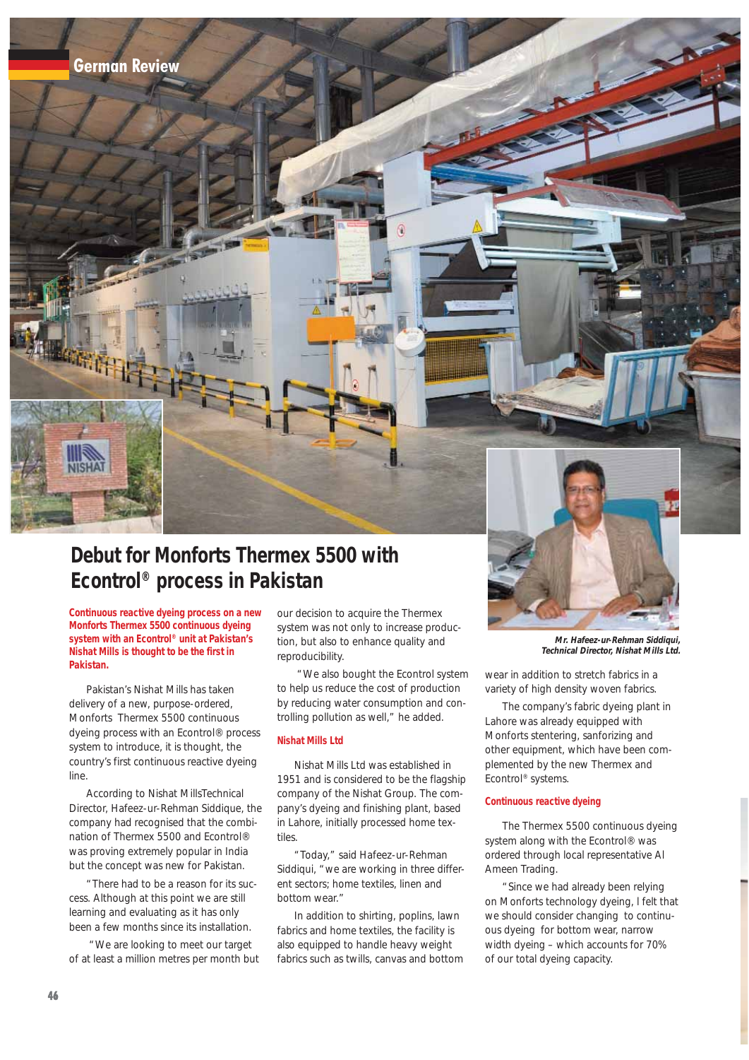# Debut for Monforts Thermex 5500 with Econtrol® process in Pakistan

**Continuous reactive dyeing process on a new Monforts Thermex 5500 continuous dyeing system with an Econtrol® unit at Pakistan's Nishat Mills is thought to be the first in Pakistan.**

Pakistan's Nishat Mills has taken delivery of a new, purpose-ordered, Monforts Thermex 5500 continuous dyeing process with an Econtrol® process system to introduce, it is thought, the country's first continuous reactive dyeing line.

According to Nishat MillsTechnical Director, Hafeez-ur-Rehman Siddique, the company had recognised that the combination of Thermex 5500 and Econtrol® was proving extremely popular in India but the concept was new for Pakistan.

"There had to be a reason for its success. Although at this point we are still learning and evaluating as it has only been a few months since its installation.

"We are looking to meet our target of at least a million metres per month but our decision to acquire the Thermex system was not only to increase production, but also to enhance quality and reproducibility.

"We also bought the Econtrol system to help us reduce the cost of production by reducing water consumption and controlling pollution as well," he added.

## Nishat Mills Ltd

Nishat Mills Ltd was established in 1951 and is considered to be the flagship company of the Nishat Group. The company's dyeing and finishing plant, based in Lahore, initially processed home textiles.

"Today," said Hafeez-ur-Rehman Siddiqui, "we are working in three different sectors; home textiles, linen and bottom wear."

In addition to shirting, poplins, lawn fabrics and home textiles, the facility is also equipped to handle heavy weight fabrics such as twills, canvas and bottom wear in addition to stretch fabrics in a variety of high density woven fabrics.

*Mr. Hafeez-ur-Rehman Siddiqui, Technical Director, Nishat Mills Ltd.*

The company's fabric dyeing plant in Lahore was already equipped with Monforts stentering, sanforizing and other equipment, which have been complemented by the new Thermex and Econtrol® systems.

## Continuous reactive dyeing

The Thermex 5500 continuous dyeing system along with the Econtrol® was ordered through local representative Al Ameen Trading.

"Since we had already been relying on Monforts technology dyeing, I felt that we should consider changing to continuous dyeing for bottom wear, narrow width dyeing – which accounts for 70% of our total dyeing capacity.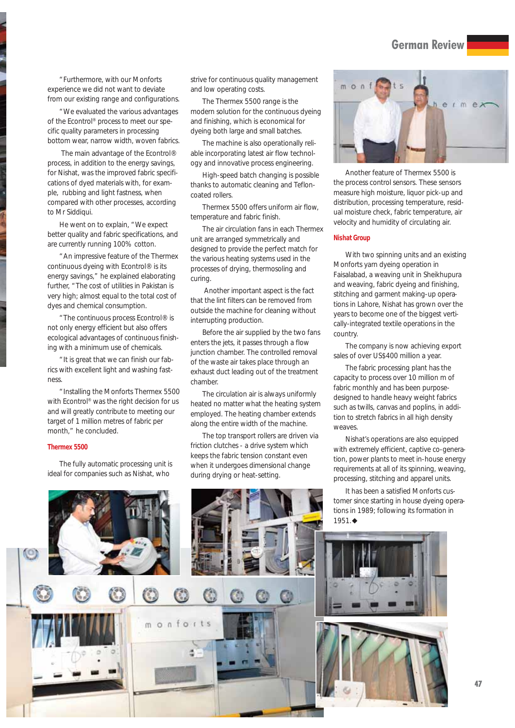"Furthermore, with our Monforts experience we did not want to deviate from our existing range and configurations.

"We evaluated the various advantages of the Econtrol® process to meet our specific quality parameters in processing bottom wear, narrow width, woven fabrics.

The main advantage of the Econtrol® process, in addition to the energy savings, for Nishat, was the improved fabric specifications of dyed materials with, for example, rubbing and light fastness, when compared with other processes, according to Mr Siddiqui.

He went on to explain, "We expect better quality and fabric specifications, and are currently running 100% cotton.

"An impressive feature of the Thermex continuous dyeing with Econtrol® is its energy savings," he explained elaborating further, "The cost of utilities in Pakistan is very high; almost equal to the total cost of dyes and chemical consumption.

"The continuous process Econtrol® is not only energy efficient but also offers ecological advantages of continuous finishing with a minimum use of chemicals.

"It is great that we can finish our fabrics with excellent light and washing fastness.

"Installing the Monforts Thermex 5500 with Econtrol® was the right decision for us and will greatly contribute to meeting our target of 1 million metres of fabric per month," he concluded.

### Thermex 5500

The fully automatic processing unit is ideal for companies such as Nishat, who strive for continuous quality management and low operating costs.

The Thermex 5500 range is the modern solution for the continuous dyeing and finishing, which is economical for dyeing both large and small batches.

The machine is also operationally reliable incorporating latest air flow technology and innovative process engineering.

High-speed batch changing is possible thanks to automatic cleaning and Teflon-coated rollers.

Thermex 5500 offers uniform air flow, temperature and fabric finish.

The air circulation fans in each Thermex unit are arranged symmetrically and designed to provide the perfect match for the various heating systems used in the processes of drying, thermosoling and curing.

Another important aspect is the fact that the lint filters can be removed from outside the machine for cleaning without interrupting production.

Before the air supplied by the two fans enters the jets, it passes through a flow junction chamber. The controlled removal of the waste air takes place through an exhaust duct leading out of the treatment chamber.

The circulation air is always uniformly heated no matter what the heating system employed. The heating chamber extends along the entire width of the machine.

The top transport rollers are driven via friction clutches - a drive system which keeps the fabric tension constant even when it undergoes dimensional change during drying or heat-setting.

Another feature of Thermex 5500 is the process control sensors. These sensors measure high moisture, liquor pick-up and distribution, processing temperature, residual moisture check, fabric temperature, air velocity and humidity of circulating air.

### Nishat Group

With two spinning units and an existing Monforts yarn dyeing operation in Faisalabad, a weaving unit in Sheikhupura and weaving, fabric dyeing and finishing, stitching and garment making-up operations in Lahore, Nishat has grown over the years to become one of the biggest vertically-integrated textile operations in the country.

The company is now achieving export sales of over US$400 million a year.

The fabric processing plant has the capacity to process over 10 million m of fabric monthly and has been purpose-designed to handle heavy weight fabrics such as twills, canvas and poplins, in addition to stretch fabrics in all high density weaves.

Nishat's operations are also equipped with extremely efficient, captive co-generation, power plants to meet in-house energy requirements at all of its spinning, weaving, processing, stitching and apparel units.

It has been a satisfied Monforts customer since starting in house dyeing operations in 1989; following its formation in 1951.◆